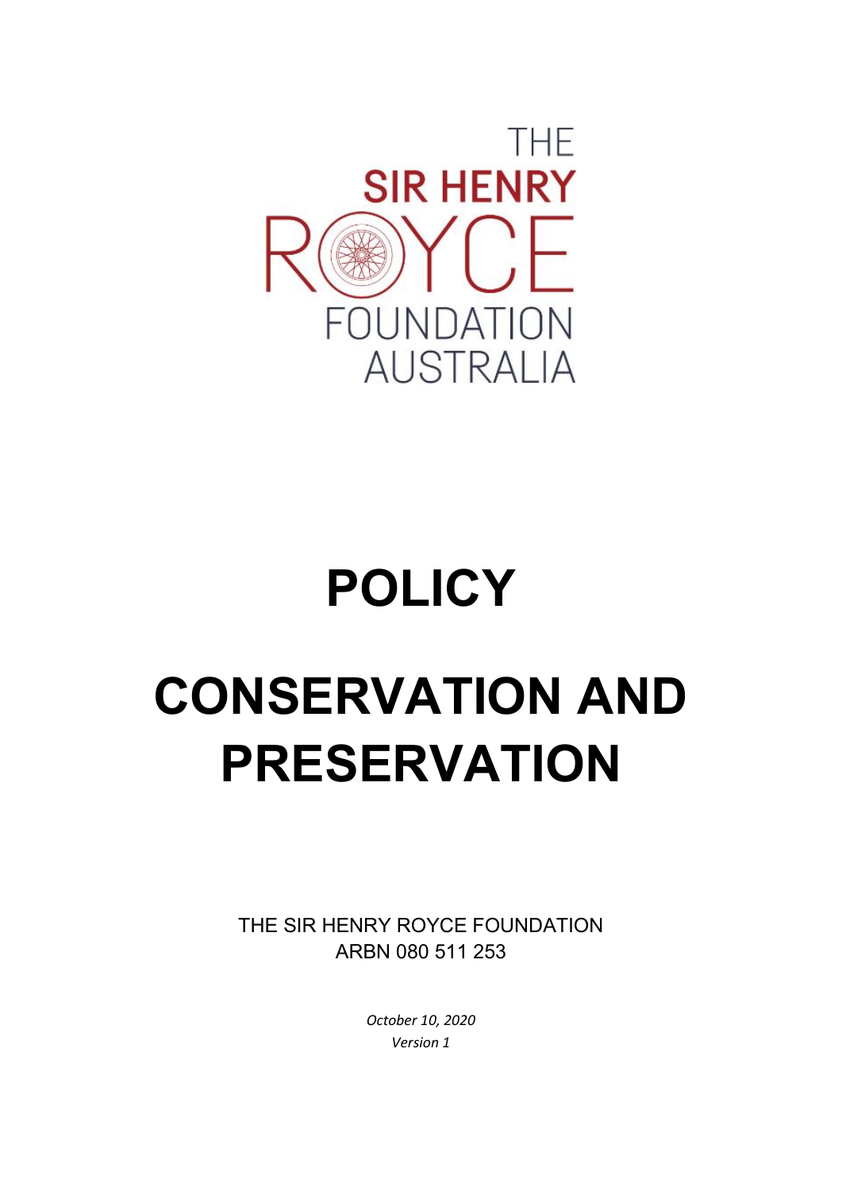THE
SIR HENRY
ROYCE
FOUNDATION
AUSTRALIA

# POLICY

# CONSERVATION AND PRESERVATION

THE SIR HENRY ROYCE FOUNDATION
ARBN 080 511 253

*October 10, 2020*
*Version 1*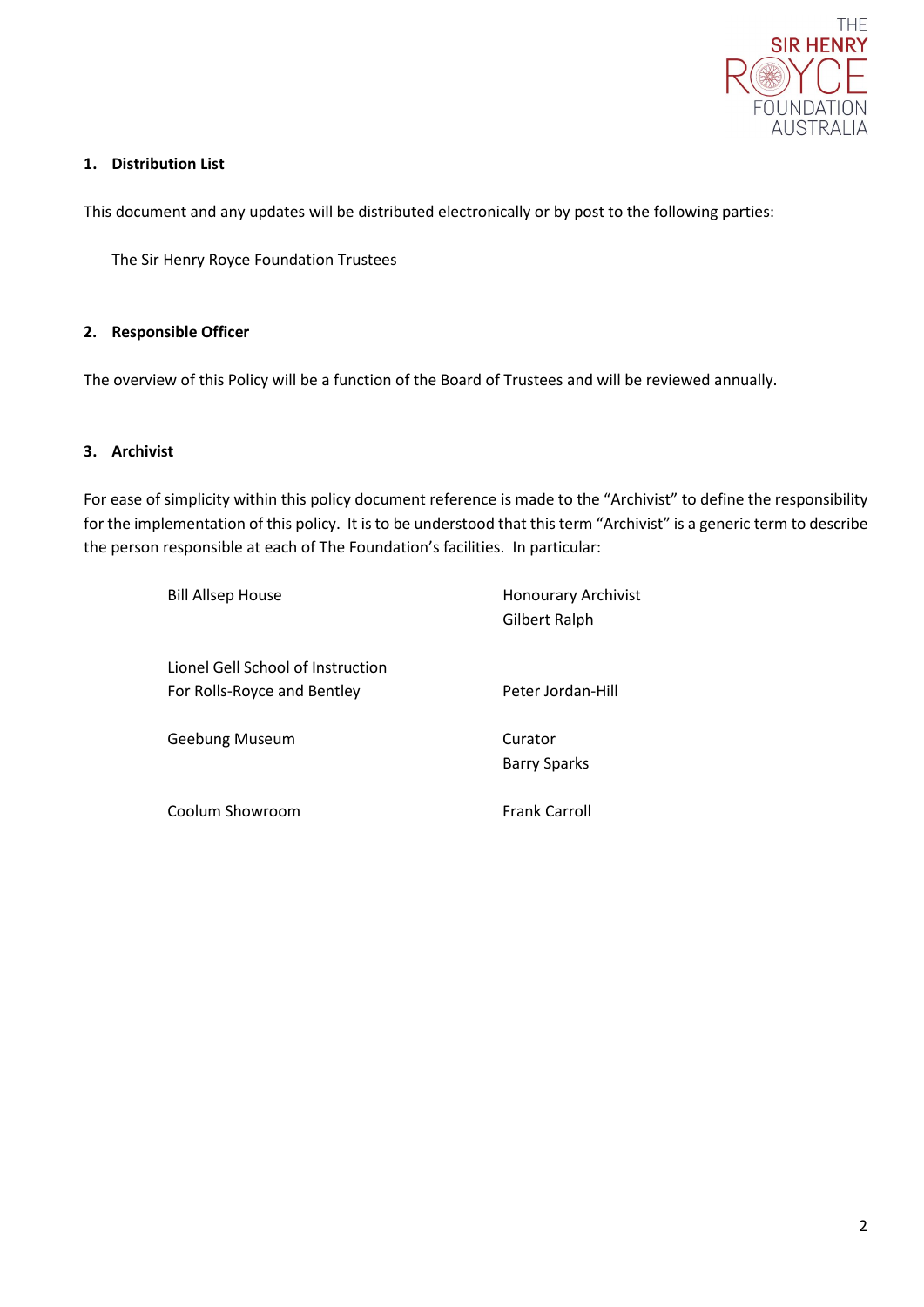**1. Distribution List**

This document and any updates will be distributed electronically or by post to the following parties:

The Sir Henry Royce Foundation Trustees

**2. Responsible Officer**

The overview of this Policy will be a function of the Board of Trustees and will be reviewed annually.

**3. Archivist**

For ease of simplicity within this policy document reference is made to the "Archivist" to define the responsibility for the implementation of this policy. It is to be understood that this term "Archivist" is a generic term to describe the person responsible at each of The Foundation's facilities. In particular:

| | |
|---|---|
| Bill Allsep House | Honourary Archivist<br>Gilbert Ralph |
| Lionel Gell School of Instruction<br>For Rolls-Royce and Bentley | Peter Jordan-Hill |
| Geebung Museum | Curator<br>Barry Sparks |
| Coolum Showroom | Frank Carroll |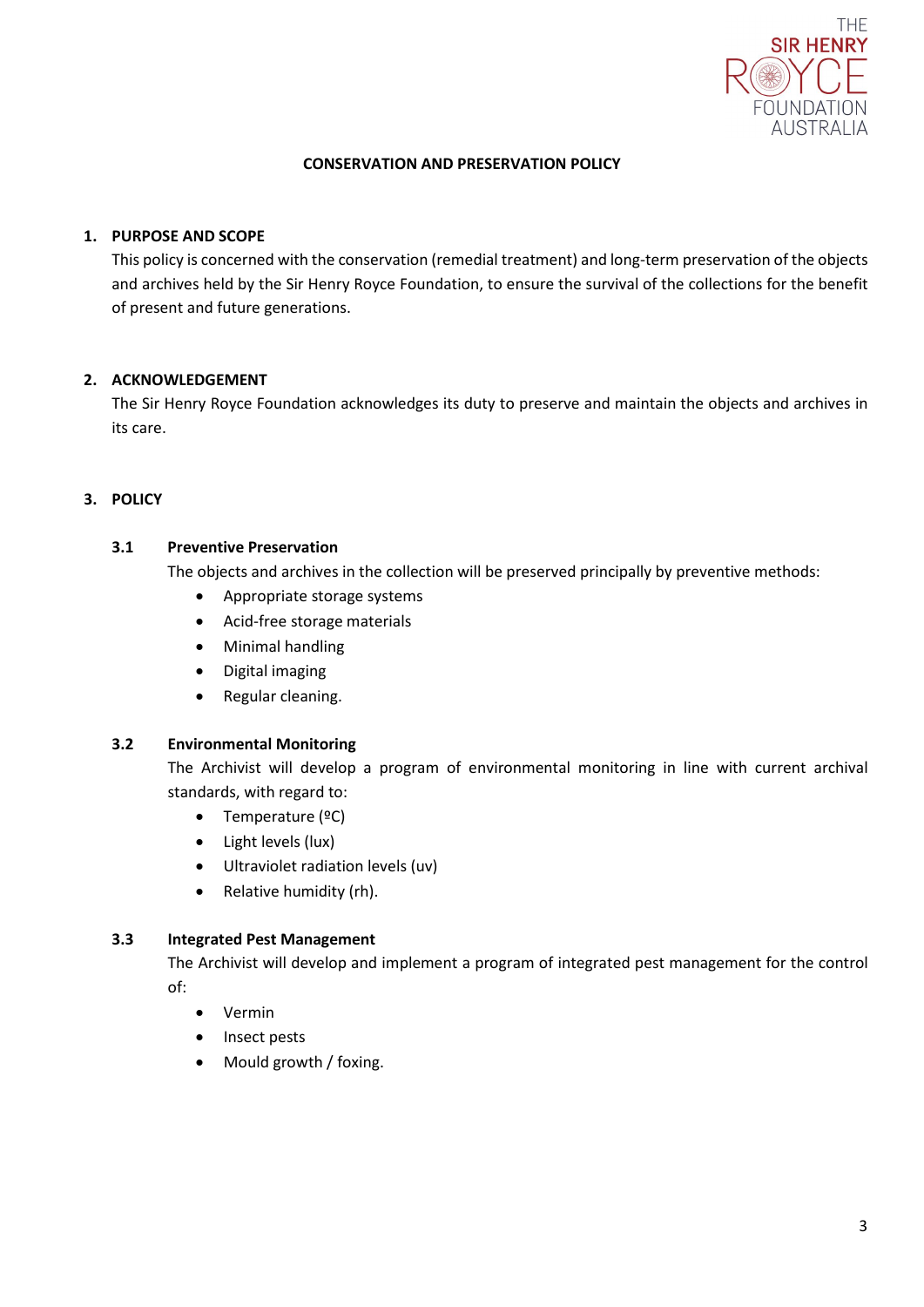THE SIR HENRY ROYCE FOUNDATION AUSTRALIA

# CONSERVATION AND PRESERVATION POLICY

## 1. PURPOSE AND SCOPE

This policy is concerned with the conservation (remedial treatment) and long-term preservation of the objects and archives held by the Sir Henry Royce Foundation, to ensure the survival of the collections for the benefit of present and future generations.

## 2. ACKNOWLEDGEMENT

The Sir Henry Royce Foundation acknowledges its duty to preserve and maintain the objects and archives in its care.

## 3. POLICY

### 3.1 Preventive Preservation

The objects and archives in the collection will be preserved principally by preventive methods:

- Appropriate storage systems
- Acid-free storage materials
- Minimal handling
- Digital imaging
- Regular cleaning.

### 3.2 Environmental Monitoring

The Archivist will develop a program of environmental monitoring in line with current archival standards, with regard to:

- Temperature (ºC)
- Light levels (lux)
- Ultraviolet radiation levels (uv)
- Relative humidity (rh).

### 3.3 Integrated Pest Management

The Archivist will develop and implement a program of integrated pest management for the control of:

- Vermin
- Insect pests
- Mould growth / foxing.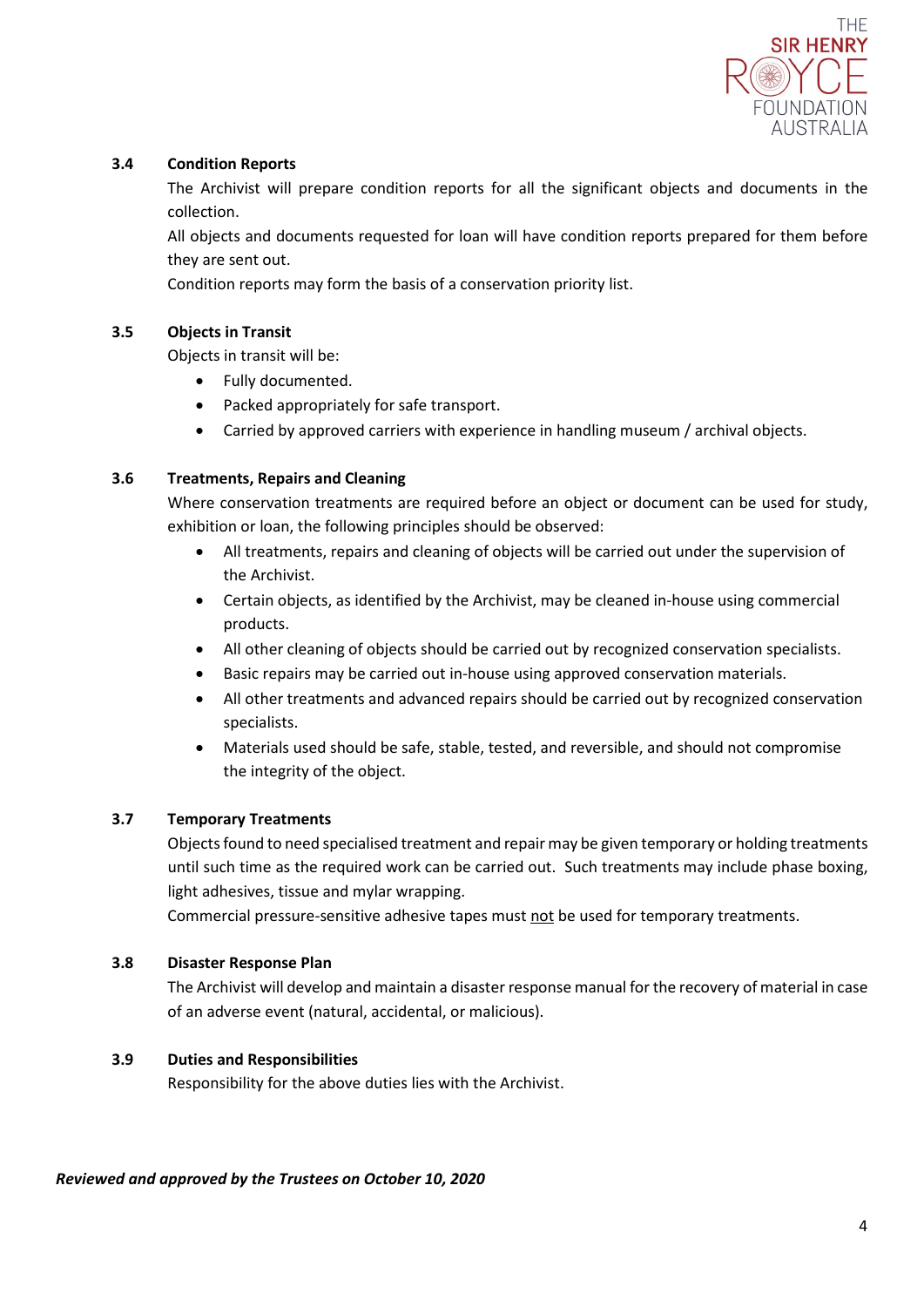### 3.4 Condition Reports

The Archivist will prepare condition reports for all the significant objects and documents in the collection.

All objects and documents requested for loan will have condition reports prepared for them before they are sent out.

Condition reports may form the basis of a conservation priority list.

### 3.5 Objects in Transit

Objects in transit will be:

- Fully documented.
- Packed appropriately for safe transport.
- Carried by approved carriers with experience in handling museum / archival objects.

### 3.6 Treatments, Repairs and Cleaning

Where conservation treatments are required before an object or document can be used for study, exhibition or loan, the following principles should be observed:

- All treatments, repairs and cleaning of objects will be carried out under the supervision of the Archivist.
- Certain objects, as identified by the Archivist, may be cleaned in-house using commercial products.
- All other cleaning of objects should be carried out by recognized conservation specialists.
- Basic repairs may be carried out in-house using approved conservation materials.
- All other treatments and advanced repairs should be carried out by recognized conservation specialists.
- Materials used should be safe, stable, tested, and reversible, and should not compromise the integrity of the object.

### 3.7 Temporary Treatments

Objects found to need specialised treatment and repair may be given temporary or holding treatments until such time as the required work can be carried out. Such treatments may include phase boxing, light adhesives, tissue and mylar wrapping.

Commercial pressure-sensitive adhesive tapes must <u>not</u> be used for temporary treatments.

### 3.8 Disaster Response Plan

The Archivist will develop and maintain a disaster response manual for the recovery of material in case of an adverse event (natural, accidental, or malicious).

### 3.9 Duties and Responsibilities

Responsibility for the above duties lies with the Archivist.

***Reviewed and approved by the Trustees on October 10, 2020***